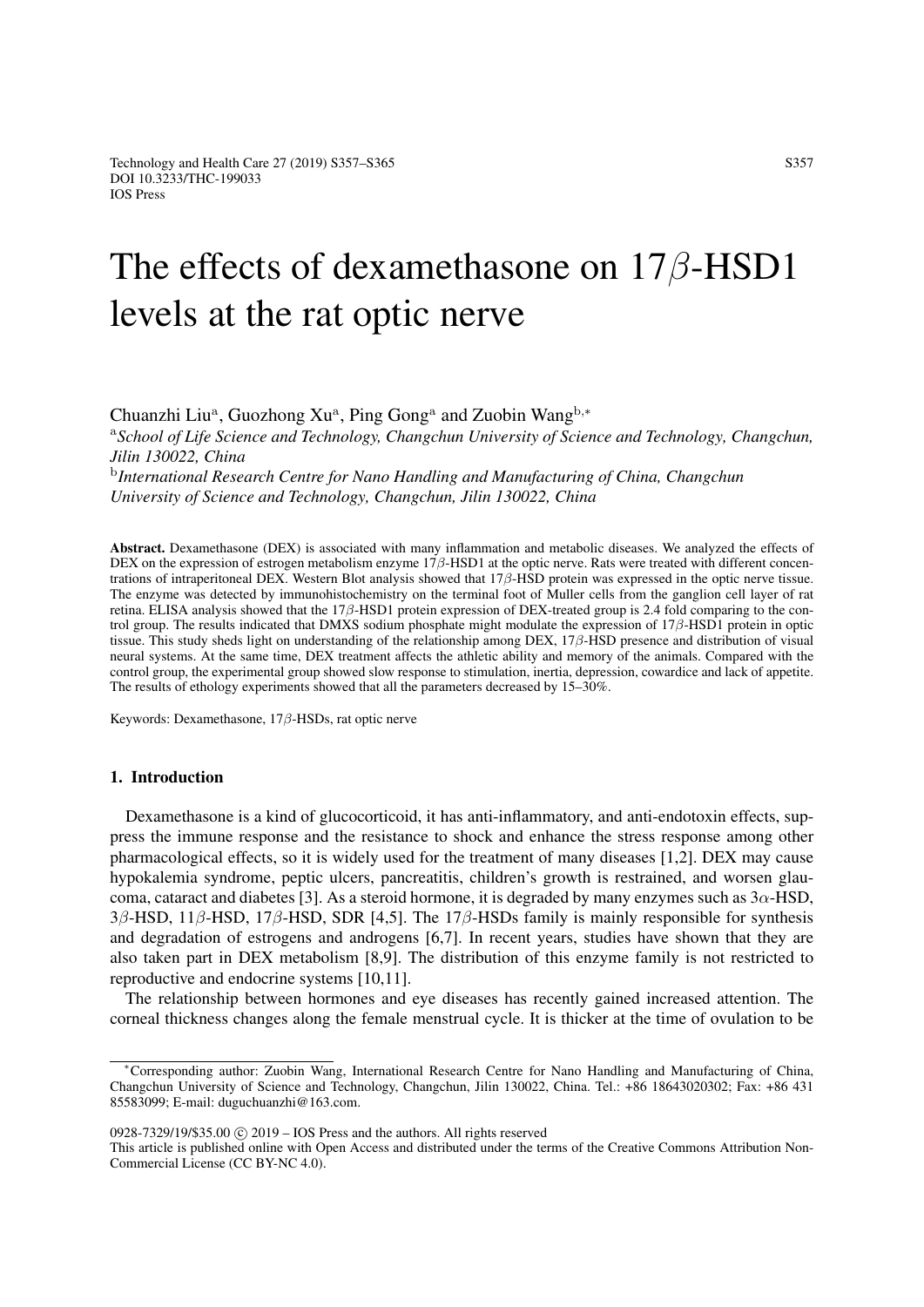# The effects of dexamethasone on 17$\beta$-HSD1 levels at the rat optic nerve

Chuanzhi Liu[a], Guozhong Xu[a], Ping Gong[a] and Zuobin Wang[b,*]

[a]*School of Life Science and Technology, Changchun University of Science and Technology, Changchun, Jilin 130022, China*

[b]*International Research Centre for Nano Handling and Manufacturing of China, Changchun University of Science and Technology, Changchun, Jilin 130022, China*

**Abstract.** Dexamethasone (DEX) is associated with many inflammation and metabolic diseases. We analyzed the effects of DEX on the expression of estrogen metabolism enzyme 17$\beta$-HSD1 at the optic nerve. Rats were treated with different concentrations of intraperitoneal DEX. Western Blot analysis showed that 17$\beta$-HSD protein was expressed in the optic nerve tissue. The enzyme was detected by immunohistochemistry on the terminal foot of Muller cells from the ganglion cell layer of rat retina. ELISA analysis showed that the 17$\beta$-HSD1 protein expression of DEX-treated group is 2.4 fold comparing to the control group. The results indicated that DMXS sodium phosphate might modulate the expression of 17$\beta$-HSD1 protein in optic tissue. This study sheds light on understanding of the relationship among DEX, 17$\beta$-HSD presence and distribution of visual neural systems. At the same time, DEX treatment affects the athletic ability and memory of the animals. Compared with the control group, the experimental group showed slow response to stimulation, inertia, depression, cowardice and lack of appetite. The results of ethology experiments showed that all the parameters decreased by 15–30%.

Keywords: Dexamethasone, 17$\beta$-HSDs, rat optic nerve

## 1. Introduction

Dexamethasone is a kind of glucocorticoid, it has anti-inflammatory, and anti-endotoxin effects, suppress the immune response and the resistance to shock and enhance the stress response among other pharmacological effects, so it is widely used for the treatment of many diseases [1,2]. DEX may cause hypokalemia syndrome, peptic ulcers, pancreatitis, children's growth is restrained, and worsen glaucoma, cataract and diabetes [3]. As a steroid hormone, it is degraded by many enzymes such as 3$\alpha$-HSD, 3$\beta$-HSD, 11$\beta$-HSD, 17$\beta$-HSD, SDR [4,5]. The 17$\beta$-HSDs family is mainly responsible for synthesis and degradation of estrogens and androgens [6,7]. In recent years, studies have shown that they are also taken part in DEX metabolism [8,9]. The distribution of this enzyme family is not restricted to reproductive and endocrine systems [10,11].

The relationship between hormones and eye diseases has recently gained increased attention. The corneal thickness changes along the female menstrual cycle. It is thicker at the time of ovulation to be

---

*Corresponding author: Zuobin Wang, International Research Centre for Nano Handling and Manufacturing of China, Changchun University of Science and Technology, Changchun, Jilin 130022, China. Tel.: +86 18643020302; Fax: +86 431 85583099; E-mail: duguchuanzhi@163.com.

0928-7329/19/$35.00 © 2019 – IOS Press and the authors. All rights reserved

This article is published online with Open Access and distributed under the terms of the Creative Commons Attribution Non-Commercial License (CC BY-NC 4.0).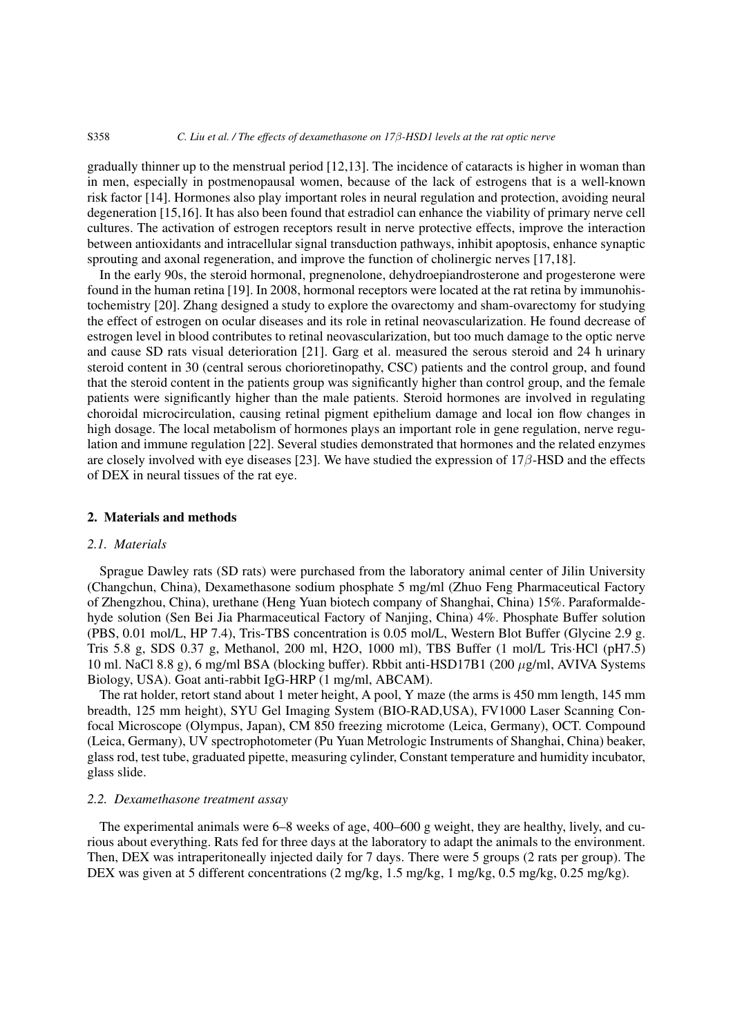gradually thinner up to the menstrual period [12,13]. The incidence of cataracts is higher in woman than in men, especially in postmenopausal women, because of the lack of estrogens that is a well-known risk factor [14]. Hormones also play important roles in neural regulation and protection, avoiding neural degeneration [15,16]. It has also been found that estradiol can enhance the viability of primary nerve cell cultures. The activation of estrogen receptors result in nerve protective effects, improve the interaction between antioxidants and intracellular signal transduction pathways, inhibit apoptosis, enhance synaptic sprouting and axonal regeneration, and improve the function of cholinergic nerves [17,18].

In the early 90s, the steroid hormonal, pregnenolone, dehydroepiandrosterone and progesterone were found in the human retina [19]. In 2008, hormonal receptors were located at the rat retina by immunohistochemistry [20]. Zhang designed a study to explore the ovarectomy and sham-ovarectomy for studying the effect of estrogen on ocular diseases and its role in retinal neovascularization. He found decrease of estrogen level in blood contributes to retinal neovascularization, but too much damage to the optic nerve and cause SD rats visual deterioration [21]. Garg et al. measured the serous steroid and 24 h urinary steroid content in 30 (central serous chorioretinopathy, CSC) patients and the control group, and found that the steroid content in the patients group was significantly higher than control group, and the female patients were significantly higher than the male patients. Steroid hormones are involved in regulating choroidal microcirculation, causing retinal pigment epithelium damage and local ion flow changes in high dosage. The local metabolism of hormones plays an important role in gene regulation, nerve regulation and immune regulation [22]. Several studies demonstrated that hormones and the related enzymes are closely involved with eye diseases [23]. We have studied the expression of 17$\beta$-HSD and the effects of DEX in neural tissues of the rat eye.

## 2. Materials and methods

### 2.1. Materials

Sprague Dawley rats (SD rats) were purchased from the laboratory animal center of Jilin University (Changchun, China), Dexamethasone sodium phosphate 5 mg/ml (Zhuo Feng Pharmaceutical Factory of Zhengzhou, China), urethane (Heng Yuan biotech company of Shanghai, China) 15%. Paraformaldehyde solution (Sen Bei Jia Pharmaceutical Factory of Nanjing, China) 4%. Phosphate Buffer solution (PBS, 0.01 mol/L, HP 7.4), Tris-TBS concentration is 0.05 mol/L, Western Blot Buffer (Glycine 2.9 g. Tris 5.8 g, SDS 0.37 g, Methanol, 200 ml, H2O, 1000 ml), TBS Buffer (1 mol/L Tris·HCl (pH7.5) 10 ml. NaCl 8.8 g), 6 mg/ml BSA (blocking buffer). Rbbit anti-HSD17B1 (200 $\mu$g/ml, AVIVA Systems Biology, USA). Goat anti-rabbit IgG-HRP (1 mg/ml, ABCAM).

The rat holder, retort stand about 1 meter height, A pool, Y maze (the arms is 450 mm length, 145 mm breadth, 125 mm height), SYU Gel Imaging System (BIO-RAD,USA), FV1000 Laser Scanning Confocal Microscope (Olympus, Japan), CM 850 freezing microtome (Leica, Germany), OCT. Compound (Leica, Germany), UV spectrophotometer (Pu Yuan Metrologic Instruments of Shanghai, China) beaker, glass rod, test tube, graduated pipette, measuring cylinder, Constant temperature and humidity incubator, glass slide.

### 2.2. Dexamethasone treatment assay

The experimental animals were 6–8 weeks of age, 400–600 g weight, they are healthy, lively, and curious about everything. Rats fed for three days at the laboratory to adapt the animals to the environment. Then, DEX was intraperitoneally injected daily for 7 days. There were 5 groups (2 rats per group). The DEX was given at 5 different concentrations (2 mg/kg, 1.5 mg/kg, 1 mg/kg, 0.5 mg/kg, 0.25 mg/kg).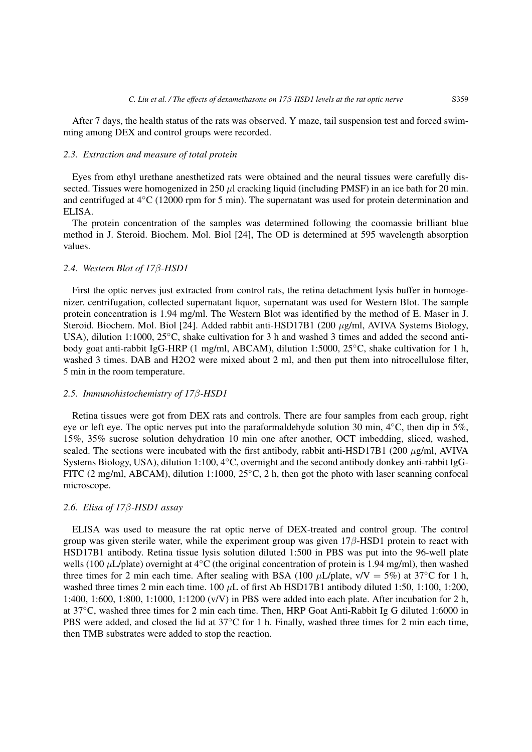After 7 days, the health status of the rats was observed. Y maze, tail suspension test and forced swimming among DEX and control groups were recorded.

### 2.3. Extraction and measure of total protein

Eyes from ethyl urethane anesthetized rats were obtained and the neural tissues were carefully dissected. Tissues were homogenized in 250 $\mu$l cracking liquid (including PMSF) in an ice bath for 20 min. and centrifuged at 4°C (12000 rpm for 5 min). The supernatant was used for protein determination and ELISA.

The protein concentration of the samples was determined following the coomassie brilliant blue method in J. Steroid. Biochem. Mol. Biol [24], The OD is determined at 595 wavelength absorption values.

### 2.4. Western Blot of 17$\beta$-HSD1

First the optic nerves just extracted from control rats, the retina detachment lysis buffer in homogenizer. centrifugation, collected supernatant liquor, supernatant was used for Western Blot. The sample protein concentration is 1.94 mg/ml. The Western Blot was identified by the method of E. Maser in J. Steroid. Biochem. Mol. Biol [24]. Added rabbit anti-HSD17B1 (200 $\mu$g/ml, AVIVA Systems Biology, USA), dilution 1:1000, 25°C, shake cultivation for 3 h and washed 3 times and added the second antibody goat anti-rabbit IgG-HRP (1 mg/ml, ABCAM), dilution 1:5000, 25°C, shake cultivation for 1 h, washed 3 times. DAB and $H_2O_2$ were mixed about 2 ml, and then put them into nitrocellulose filter, 5 min in the room temperature.

### 2.5. Immunohistochemistry of 17$\beta$-HSD1

Retina tissues were got from DEX rats and controls. There are four samples from each group, right eye or left eye. The optic nerves put into the paraformaldehyde solution 30 min, 4°C, then dip in 5%, 15%, 35% sucrose solution dehydration 10 min one after another, OCT imbedding, sliced, washed, sealed. The sections were incubated with the first antibody, rabbit anti-HSD17B1 (200 $\mu$g/ml, AVIVA Systems Biology, USA), dilution 1:100, 4°C, overnight and the second antibody donkey anti-rabbit IgG-FITC (2 mg/ml, ABCAM), dilution 1:1000, 25°C, 2 h, then got the photo with laser scanning confocal microscope.

### 2.6. Elisa of 17$\beta$-HSD1 assay

ELISA was used to measure the rat optic nerve of DEX-treated and control group. The control group was given sterile water, while the experiment group was given 17$\beta$-HSD1 protein to react with HSD17B1 antibody. Retina tissue lysis solution diluted 1:500 in PBS was put into the 96-well plate wells (100 $\mu$L/plate) overnight at 4°C (the original concentration of protein is 1.94 mg/ml), then washed three times for 2 min each time. After sealing with BSA (100 $\mu$L/plate, v/V = 5%) at 37°C for 1 h, washed three times 2 min each time. 100 $\mu$L of first Ab HSD17B1 antibody diluted 1:50, 1:100, 1:200, 1:400, 1:600, 1:800, 1:1000, 1:1200 (v/V) in PBS were added into each plate. After incubation for 2 h, at 37°C, washed three times for 2 min each time. Then, HRP Goat Anti-Rabbit Ig G diluted 1:6000 in PBS were added, and closed the lid at 37°C for 1 h. Finally, washed three times for 2 min each time, then TMB substrates were added to stop the reaction.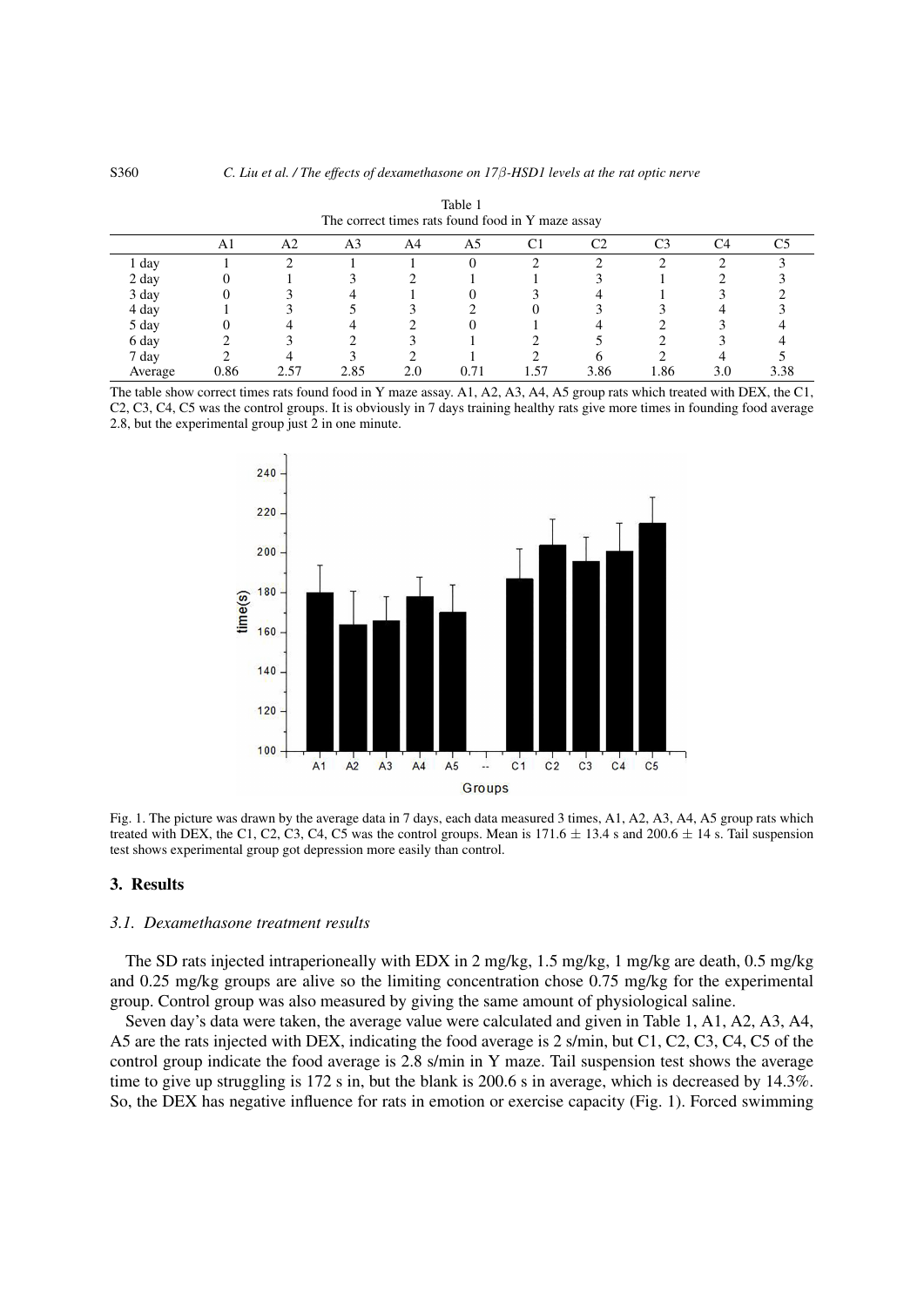Table 1
The correct times rats found food in Y maze assay

| | A1 | A2 | A3 | A4 | A5 | C1 | C2 | C3 | C4 | C5 |
|---|---|---|---|---|---|---|---|---|---|---|
| 1 day | 1 | 2 | 1 | 1 | 0 | 2 | 2 | 2 | 2 | 3 |
| 2 day | 0 | 1 | 3 | 2 | 1 | 1 | 3 | 1 | 2 | 3 |
| 3 day | 0 | 3 | 4 | 1 | 0 | 3 | 4 | 1 | 3 | 2 |
| 4 day | 1 | 3 | 5 | 3 | 2 | 0 | 3 | 3 | 4 | 3 |
| 5 day | 0 | 4 | 4 | 2 | 0 | 1 | 4 | 2 | 3 | 4 |
| 6 day | 2 | 3 | 2 | 3 | 1 | 2 | 5 | 2 | 3 | 4 |
| 7 day | 2 | 4 | 3 | 2 | 1 | 2 | 6 | 2 | 4 | 5 |
| Average | 0.86 | 2.57 | 2.85 | 2.0 | 0.71 | 1.57 | 3.86 | 1.86 | 3.0 | 3.38 |

The table show correct times rats found food in Y maze assay. A1, A2, A3, A4, A5 group rats which treated with DEX, the C1, C2, C3, C4, C5 was the control groups. It is obviously in 7 days training healthy rats give more times in founding food average 2.8, but the experimental group just 2 in one minute.

Fig. 1. The picture was drawn by the average data in 7 days, each data measured 3 times, A1, A2, A3, A4, A5 group rats which treated with DEX, the C1, C2, C3, C4, C5 was the control groups. Mean is $171.6 \pm 13.4$ s and $200.6 \pm 14$ s. Tail suspension test shows experimental group got depression more easily than control.

## 3. Results

### *3.1. Dexamethasone treatment results*

The SD rats injected intraperioneally with EDX in 2 mg/kg, 1.5 mg/kg, 1 mg/kg are death, 0.5 mg/kg and 0.25 mg/kg groups are alive so the limiting concentration chose 0.75 mg/kg for the experimental group. Control group was also measured by giving the same amount of physiological saline.

Seven day's data were taken, the average value were calculated and given in Table 1, A1, A2, A3, A4, A5 are the rats injected with DEX, indicating the food average is 2 s/min, but C1, C2, C3, C4, C5 of the control group indicate the food average is 2.8 s/min in Y maze. Tail suspension test shows the average time to give up struggling is 172 s in, but the blank is 200.6 s in average, which is decreased by 14.3%. So, the DEX has negative influence for rats in emotion or exercise capacity (Fig. 1). Forced swimming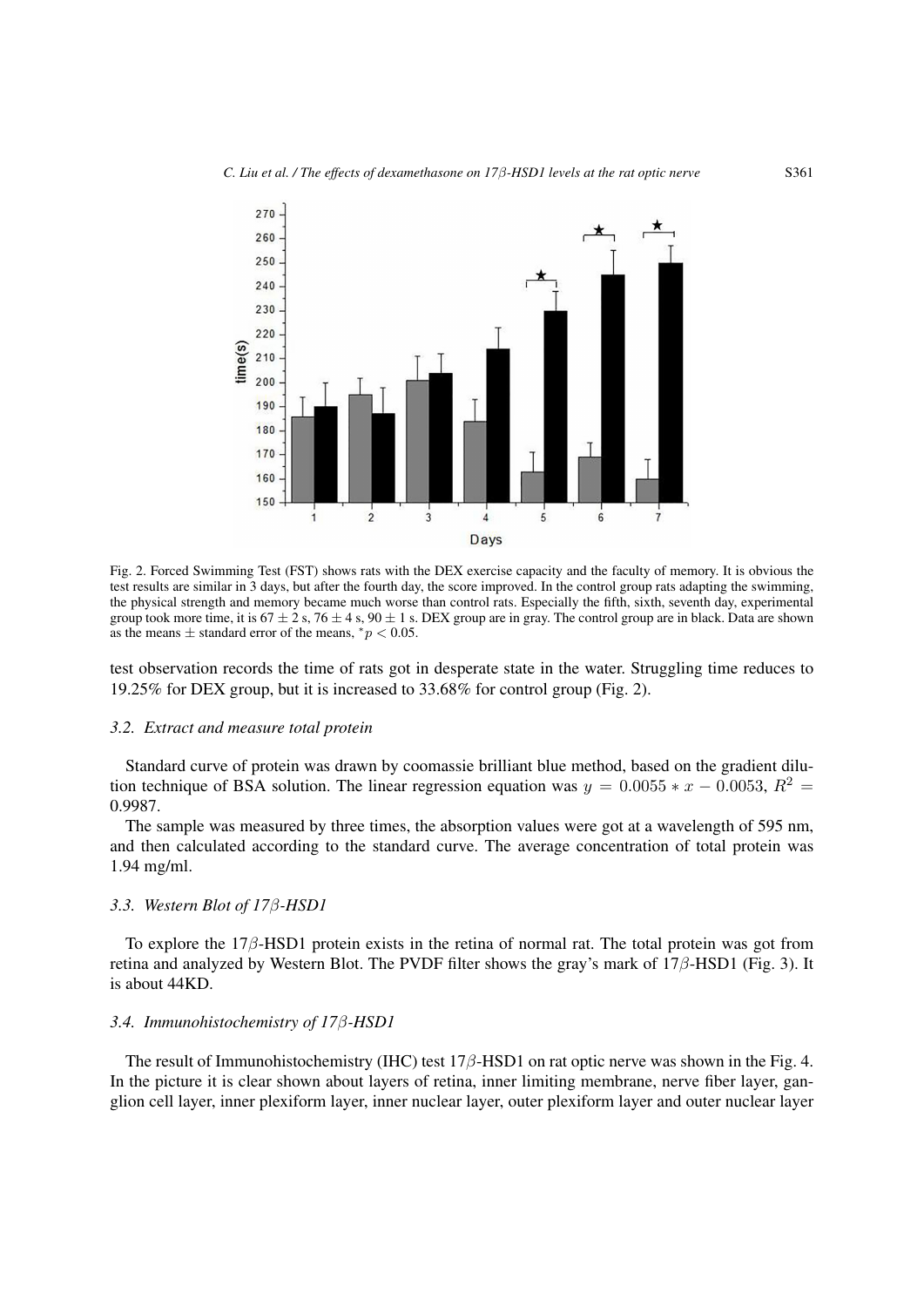Fig. 2. Forced Swimming Test (FST) shows rats with the DEX exercise capacity and the faculty of memory. It is obvious the test results are similar in 3 days, but after the fourth day, the score improved. In the control group rats adapting the swimming, the physical strength and memory became much worse than control rats. Especially the fifth, sixth, seventh day, experimental group took more time, it is $67 \pm 2$ s, $76 \pm 4$ s, $90 \pm 1$ s. DEX group are in gray. The control group are in black. Data are shown as the means $\pm$ standard error of the means, $^*p < 0.05$.

test observation records the time of rats got in desperate state in the water. Struggling time reduces to 19.25% for DEX group, but it is increased to 33.68% for control group (Fig. 2).

### 3.2. Extract and measure total protein

Standard curve of protein was drawn by coomassie brilliant blue method, based on the gradient dilution technique of BSA solution. The linear regression equation was $y = 0.0055 * x - 0.0053$, $R^2 = 0.9987$.

The sample was measured by three times, the absorption values were got at a wavelength of 595 nm, and then calculated according to the standard curve. The average concentration of total protein was 1.94 mg/ml.

### 3.3. Western Blot of 17$\beta$-HSD1

To explore the 17$\beta$-HSD1 protein exists in the retina of normal rat. The total protein was got from retina and analyzed by Western Blot. The PVDF filter shows the gray's mark of 17$\beta$-HSD1 (Fig. 3). It is about 44KD.

### 3.4. Immunohistochemistry of 17$\beta$-HSD1

The result of Immunohistochemistry (IHC) test 17$\beta$-HSD1 on rat optic nerve was shown in the Fig. 4. In the picture it is clear shown about layers of retina, inner limiting membrane, nerve fiber layer, ganglion cell layer, inner plexiform layer, inner nuclear layer, outer plexiform layer and outer nuclear layer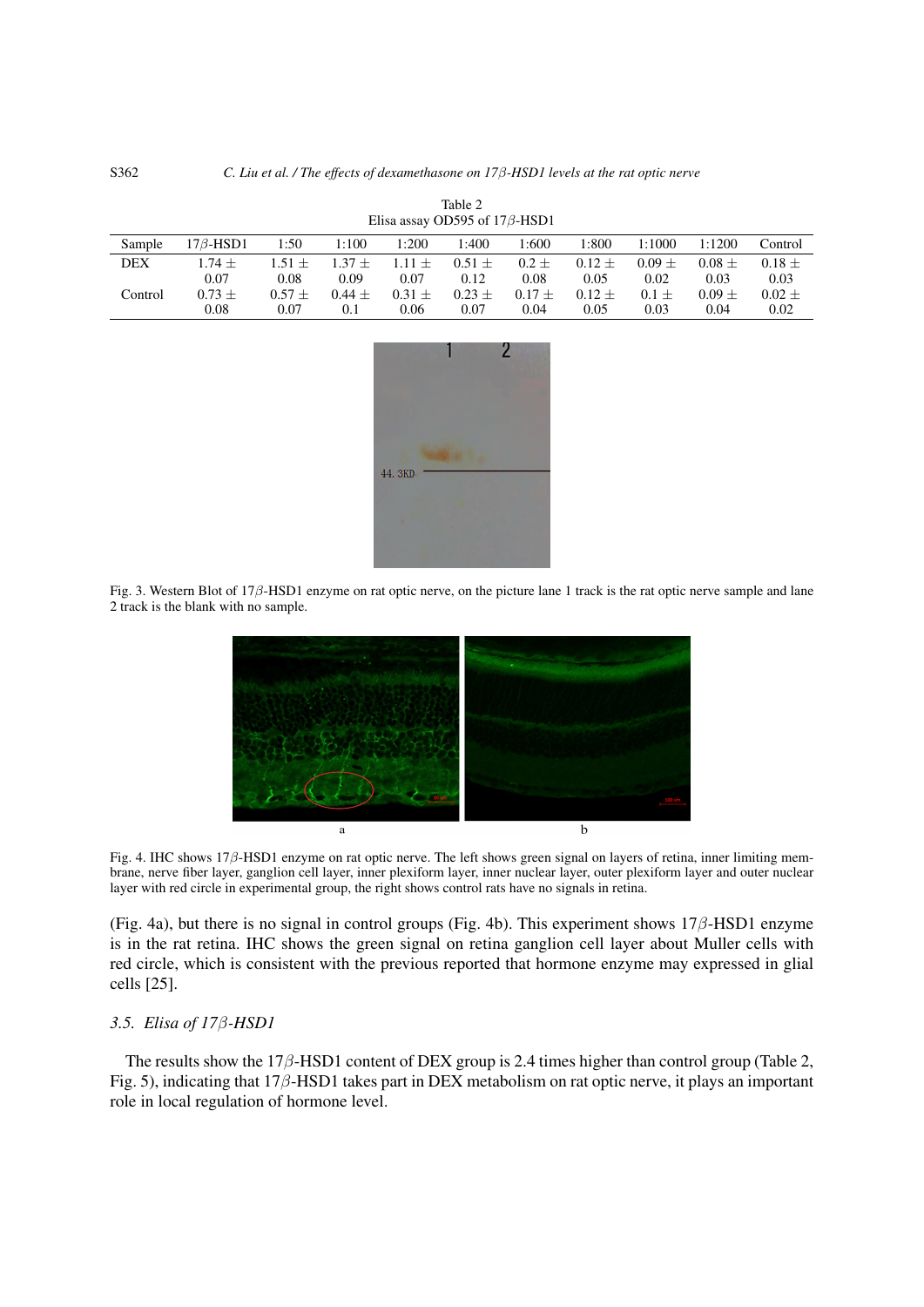Table 2
Elisa assay OD595 of 17β-HSD1

| Sample | 17β-HSD1 | 1:50 | 1:100 | 1:200 | 1:400 | 1:600 | 1:800 | 1:1000 | 1:1200 | Control |
|---|---|---|---|---|---|---|---|---|---|---|
| DEX | 1.74 ± 0.07 | 1.51 ± 0.08 | 1.37 ± 0.09 | 1.11 ± 0.07 | 0.51 ± 0.12 | 0.2 ± 0.08 | 0.12 ± 0.05 | 0.09 ± 0.02 | 0.08 ± 0.03 | 0.18 ± 0.03 |
| Control | 0.73 ± 0.08 | 0.57 ± 0.07 | 0.44 ± 0.1 | 0.31 ± 0.06 | 0.23 ± 0.07 | 0.17 ± 0.04 | 0.12 ± 0.05 | 0.1 ± 0.03 | 0.09 ± 0.04 | 0.02 ± 0.02 |

Fig. 3. Western Blot of 17β-HSD1 enzyme on rat optic nerve, on the picture lane 1 track is the rat optic nerve sample and lane 2 track is the blank with no sample.

Fig. 4. IHC shows 17β-HSD1 enzyme on rat optic nerve. The left shows green signal on layers of retina, inner limiting membrane, nerve fiber layer, ganglion cell layer, inner plexiform layer, inner nuclear layer, outer plexiform layer and outer nuclear layer with red circle in experimental group, the right shows control rats have no signals in retina.

(Fig. 4a), but there is no signal in control groups (Fig. 4b). This experiment shows 17β-HSD1 enzyme is in the rat retina. IHC shows the green signal on retina ganglion cell layer about Muller cells with red circle, which is consistent with the previous reported that hormone enzyme may expressed in glial cells [25].

### 3.5. Elisa of 17β-HSD1

The results show the 17β-HSD1 content of DEX group is 2.4 times higher than control group (Table 2, Fig. 5), indicating that 17β-HSD1 takes part in DEX metabolism on rat optic nerve, it plays an important role in local regulation of hormone level.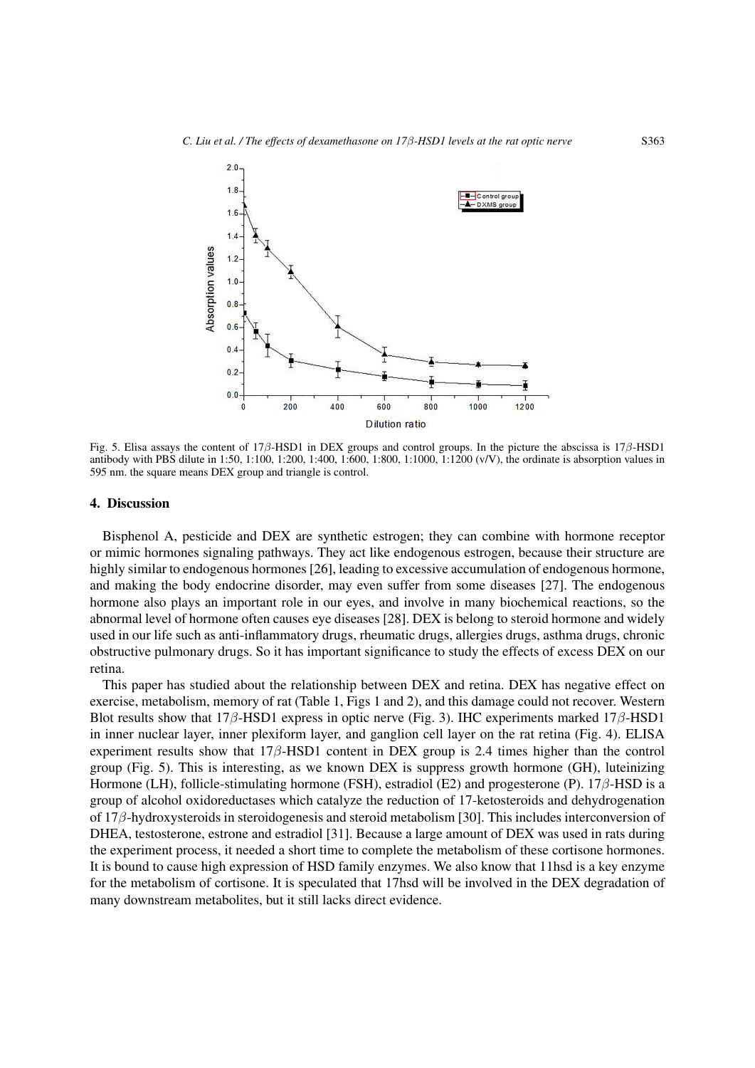Fig. 5. Elisa assays the content of 17$\beta$-HSD1 in DEX groups and control groups. In the picture the abscissa is 17$\beta$-HSD1 antibody with PBS dilute in 1:50, 1:100, 1:200, 1:400, 1:600, 1:800, 1:1000, 1:1200 (v/V), the ordinate is absorption values in 595 nm. the square means DEX group and triangle is control.

## 4. Discussion

Bisphenol A, pesticide and DEX are synthetic estrogen; they can combine with hormone receptor or mimic hormones signaling pathways. They act like endogenous estrogen, because their structure are highly similar to endogenous hormones [26], leading to excessive accumulation of endogenous hormone, and making the body endocrine disorder, may even suffer from some diseases [27]. The endogenous hormone also plays an important role in our eyes, and involve in many biochemical reactions, so the abnormal level of hormone often causes eye diseases [28]. DEX is belong to steroid hormone and widely used in our life such as anti-inflammatory drugs, rheumatic drugs, allergies drugs, asthma drugs, chronic obstructive pulmonary drugs. So it has important significance to study the effects of excess DEX on our retina.

This paper has studied about the relationship between DEX and retina. DEX has negative effect on exercise, metabolism, memory of rat (Table 1, Figs 1 and 2), and this damage could not recover. Western Blot results show that 17$\beta$-HSD1 express in optic nerve (Fig. 3). IHC experiments marked 17$\beta$-HSD1 in inner nuclear layer, inner plexiform layer, and ganglion cell layer on the rat retina (Fig. 4). ELISA experiment results show that 17$\beta$-HSD1 content in DEX group is 2.4 times higher than the control group (Fig. 5). This is interesting, as we known DEX is suppress growth hormone (GH), luteinizing Hormone (LH), follicle-stimulating hormone (FSH), estradiol (E2) and progesterone (P). 17$\beta$-HSD is a group of alcohol oxidoreductases which catalyze the reduction of 17-ketosteroids and dehydrogenation of 17$\beta$-hydroxysteroids in steroidogenesis and steroid metabolism [30]. This includes interconversion of DHEA, testosterone, estrone and estradiol [31]. Because a large amount of DEX was used in rats during the experiment process, it needed a short time to complete the metabolism of these cortisone hormones. It is bound to cause high expression of HSD family enzymes. We also know that 11hsd is a key enzyme for the metabolism of cortisone. It is speculated that 17hsd will be involved in the DEX degradation of many downstream metabolites, but it still lacks direct evidence.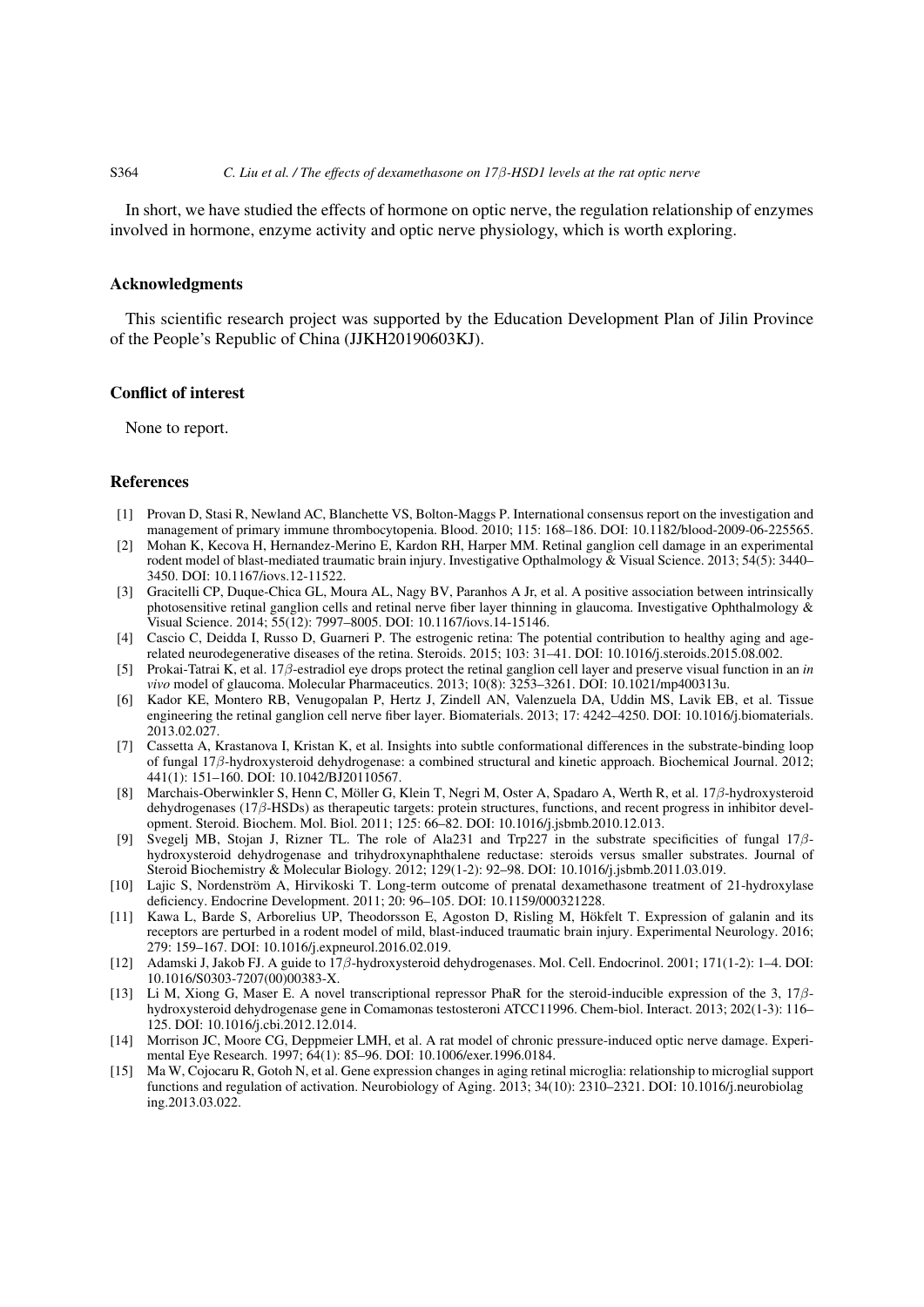In short, we have studied the effects of hormone on optic nerve, the regulation relationship of enzymes involved in hormone, enzyme activity and optic nerve physiology, which is worth exploring.

## Acknowledgments

This scientific research project was supported by the Education Development Plan of Jilin Province of the People's Republic of China (JJKH20190603KJ).

## Conflict of interest

None to report.

## References

[1] Provan D, Stasi R, Newland AC, Blanchette VS, Bolton-Maggs P. International consensus report on the investigation and management of primary immune thrombocytopenia. Blood. 2010; 115: 168–186. DOI: 10.1182/blood-2009-06-225565.

[2] Mohan K, Kecova H, Hernandez-Merino E, Kardon RH, Harper MM. Retinal ganglion cell damage in an experimental rodent model of blast-mediated traumatic brain injury. Investigative Opthalmology & Visual Science. 2013; 54(5): 3440–3450. DOI: 10.1167/iovs.12-11522.

[3] Gracitelli CP, Duque-Chica GL, Moura AL, Nagy BV, Paranhos A Jr, et al. A positive association between intrinsically photosensitive retinal ganglion cells and retinal nerve fiber layer thinning in glaucoma. Investigative Ophthalmology & Visual Science. 2014; 55(12): 7997–8005. DOI: 10.1167/iovs.14-15146.

[4] Cascio C, Deidda I, Russo D, Guarneri P. The estrogenic retina: The potential contribution to healthy aging and age-related neurodegenerative diseases of the retina. Steroids. 2015; 103: 31–41. DOI: 10.1016/j.steroids.2015.08.002.

[5] Prokai-Tatrai K, et al. 17$\beta$-estradiol eye drops protect the retinal ganglion cell layer and preserve visual function in an *in vivo* model of glaucoma. Molecular Pharmaceutics. 2013; 10(8): 3253–3261. DOI: 10.1021/mp400313u.

[6] Kador KE, Montero RB, Venugopalan P, Hertz J, Zindell AN, Valenzuela DA, Uddin MS, Lavik EB, et al. Tissue engineering the retinal ganglion cell nerve fiber layer. Biomaterials. 2013; 17: 4242–4250. DOI: 10.1016/j.biomaterials.2013.02.027.

[7] Cassetta A, Krastanova I, Kristan K, et al. Insights into subtle conformational differences in the substrate-binding loop of fungal 17$\beta$-hydroxysteroid dehydrogenase: a combined structural and kinetic approach. Biochemical Journal. 2012; 441(1): 151–160. DOI: 10.1042/BJ20110567.

[8] Marchais-Oberwinkler S, Henn C, Möller G, Klein T, Negri M, Oster A, Spadaro A, Werth R, et al. 17$\beta$-hydroxysteroid dehydrogenases (17$\beta$-HSDs) as therapeutic targets: protein structures, functions, and recent progress in inhibitor development. Steroid. Biochem. Mol. Biol. 2011; 125: 66–82. DOI: 10.1016/j.jsbmb.2010.12.013.

[9] Svegelj MB, Stojan J, Rizner TL. The role of Ala231 and Trp227 in the substrate specificities of fungal 17$\beta$-hydroxysteroid dehydrogenase and trihydroxynaphthalene reductase: steroids versus smaller substrates. Journal of Steroid Biochemistry & Molecular Biology. 2012; 129(1-2): 92–98. DOI: 10.1016/j.jsbmb.2011.03.019.

[10] Lajic S, Nordenström A, Hirvikoski T. Long-term outcome of prenatal dexamethasone treatment of 21-hydroxylase deficiency. Endocrine Development. 2011; 20: 96–105. DOI: 10.1159/000321228.

[11] Kawa L, Barde S, Arborelius UP, Theodorsson E, Agoston D, Risling M, Hökfelt T. Expression of galanin and its receptors are perturbed in a rodent model of mild, blast-induced traumatic brain injury. Experimental Neurology. 2016; 279: 159–167. DOI: 10.1016/j.expneurol.2016.02.019.

[12] Adamski J, Jakob FJ. A guide to 17$\beta$-hydroxysteroid dehydrogenases. Mol. Cell. Endocrinol. 2001; 171(1-2): 1–4. DOI: 10.1016/S0303-7207(00)00383-X.

[13] Li M, Xiong G, Maser E. A novel transcriptional repressor PhaR for the steroid-inducible expression of the 3, 17$\beta$-hydroxysteroid dehydrogenase gene in Comamonas testosteroni ATCC11996. Chem-biol. Interact. 2013; 202(1-3): 116–125. DOI: 10.1016/j.cbi.2012.12.014.

[14] Morrison JC, Moore CG, Deppmeier LMH, et al. A rat model of chronic pressure-induced optic nerve damage. Experimental Eye Research. 1997; 64(1): 85–96. DOI: 10.1006/exer.1996.0184.

[15] Ma W, Cojocaru R, Gotoh N, et al. Gene expression changes in aging retinal microglia: relationship to microglial support functions and regulation of activation. Neurobiology of Aging. 2013; 34(10): 2310–2321. DOI: 10.1016/j.neurobiolaging.2013.03.022.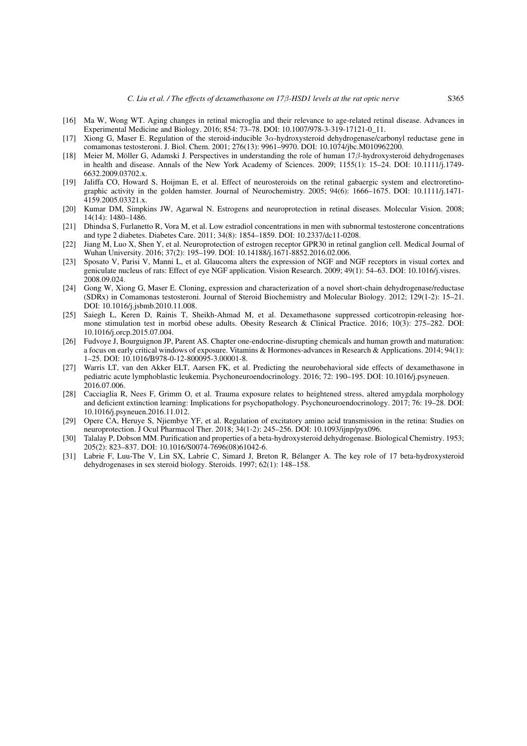[16] Ma W, Wong WT. Aging changes in retinal microglia and their relevance to age-related retinal disease. Advances in Experimental Medicine and Biology. 2016; 854: 73–78. DOI: 10.1007/978-3-319-17121-0_11.

[17] Xiong G, Maser E. Regulation of the steroid-inducible $3\alpha$-hydroxysteroid dehydrogenase/carbonyl reductase gene in comamonas testosteroni. J. Biol. Chem. 2001; 276(13): 9961–9970. DOI: 10.1074/jbc.M010962200.

[18] Meier M, Möller G, Adamski J. Perspectives in understanding the role of human $17\beta$-hydroxysteroid dehydrogenases in health and disease. Annals of the New York Academy of Sciences. 2009; 1155(1): 15–24. DOI: 10.1111/j.1749-6632.2009.03702.x.

[19] Jaliffa CO, Howard S, Hoijman E, et al. Effect of neurosteroids on the retinal gabaergic system and electroretinographic activity in the golden hamster. Journal of Neurochemistry. 2005; 94(6): 1666–1675. DOI: 10.1111/j.1471-4159.2005.03321.x.

[20] Kumar DM, Simpkins JW, Agarwal N. Estrogens and neuroprotection in retinal diseases. Molecular Vision. 2008; 14(14): 1480–1486.

[21] Dhindsa S, Furlanetto R, Vora M, et al. Low estradiol concentrations in men with subnormal testosterone concentrations and type 2 diabetes. Diabetes Care. 2011; 34(8): 1854–1859. DOI: 10.2337/dc11-0208.

[22] Jiang M, Luo X, Shen Y, et al. Neuroprotection of estrogen receptor GPR30 in retinal ganglion cell. Medical Journal of Wuhan University. 2016; 37(2): 195–199. DOI: 10.14188/j.1671-8852.2016.02.006.

[23] Sposato V, Parisi V, Manni L, et al. Glaucoma alters the expression of NGF and NGF receptors in visual cortex and geniculate nucleus of rats: Effect of eye NGF application. Vision Research. 2009; 49(1): 54–63. DOI: 10.1016/j.visres.2008.09.024.

[24] Gong W, Xiong G, Maser E. Cloning, expression and characterization of a novel short-chain dehydrogenase/reductase (SDRx) in Comamonas testosteroni. Journal of Steroid Biochemistry and Molecular Biology. 2012; 129(1-2): 15–21. DOI: 10.1016/j.jsbmb.2010.11.008.

[25] Saiegh L, Keren D, Rainis T, Sheikh-Ahmad M, et al. Dexamethasone suppressed corticotropin-releasing hormone stimulation test in morbid obese adults. Obesity Research & Clinical Practice. 2016; 10(3): 275–282. DOI: 10.1016/j.orcp.2015.07.004.

[26] Fudvoye J, Bourguignon JP, Parent AS. Chapter one-endocrine-disrupting chemicals and human growth and maturation: a focus on early critical windows of exposure. Vitamins & Hormones-advances in Research & Applications. 2014; 94(1): 1–25. DOI: 10.1016/B978-0-12-800095-3.00001-8.

[27] Warris LT, van den Akker ELT, Aarsen FK, et al. Predicting the neurobehavioral side effects of dexamethasone in pediatric acute lymphoblastic leukemia. Psychoneuroendocrinology. 2016; 72: 190–195. DOI: 10.1016/j.psyneuen.2016.07.006.

[28] Cacciaglia R, Nees F, Grimm O, et al. Trauma exposure relates to heightened stress, altered amygdala morphology and deficient extinction learning: Implications for psychopathology. Psychoneuroendocrinology. 2017; 76: 19–28. DOI: 10.1016/j.psyneuen.2016.11.012.

[29] Opere CA, Heruye S, Njiembye YF, et al. Regulation of excitatory amino acid transmission in the retina: Studies on neuroprotection. J Ocul Pharmacol Ther. 2018; 34(1-2): 245–256. DOI: 10.1093/ijnp/pyx096.

[30] Talalay P, Dobson MM. Purification and properties of a beta-hydroxysteroid dehydrogenase. Biological Chemistry. 1953; 205(2): 823–837. DOI: 10.1016/S0074-7696(08)61042-6.

[31] Labrie F, Luu-The V, Lin SX, Labrie C, Simard J, Breton R, Bélanger A. The key role of 17 beta-hydroxysteroid dehydrogenases in sex steroid biology. Steroids. 1997; 62(1): 148–158.